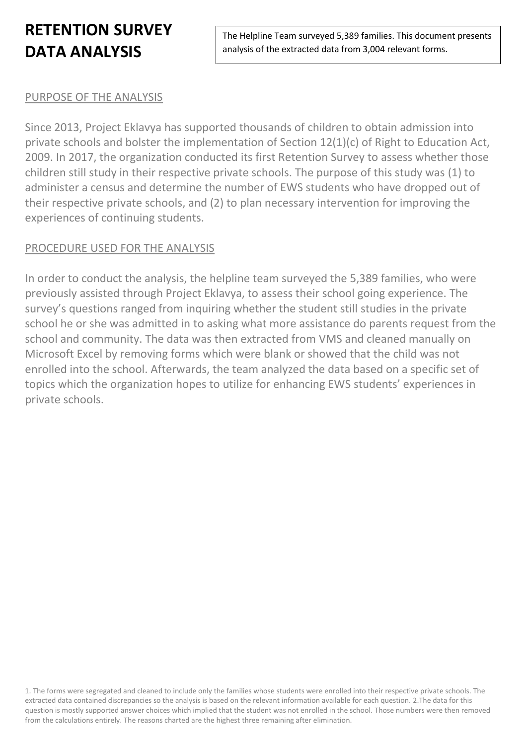# RETENTION SURVEY DATA ANALYSIS

The Helpline Team surveyed 5,389 families. This document presents analysis of the extracted data from 3,004 relevant forms.

## PURPOSE OF THE ANALYSIS

Since 2013, Project Eklavya has supported thousands of children to obtain admission into private schools and bolster the implementation of Section 12(1)(c) of Right to Education Act, 2009. In 2017, the organization conducted its first Retention Survey to assess whether those children still study in their respective private schools. The purpose of this study was (1) to administer a census and determine the number of EWS students who have dropped out of their respective private schools, and (2) to plan necessary intervention for improving the experiences of continuing students.

## PROCEDURE USED FOR THE ANALYSIS

In order to conduct the analysis, the helpline team surveyed the 5,389 families, who were previously assisted through Project Eklavya, to assess their school going experience. The survey's questions ranged from inquiring whether the student still studies in the private school he or she was admitted in to asking what more assistance do parents request from the school and community. The data was then extracted from VMS and cleaned manually on Microsoft Excel by removing forms which were blank or showed that the child was not enrolled into the school. Afterwards, the team analyzed the data based on a specific set of topics which the organization hopes to utilize for enhancing EWS students' experiences in private schools.

1. The forms were segregated and cleaned to include only the families whose students were enrolled into their respective private schools. The extracted data contained discrepancies so the analysis is based on the relevant information available for each question. 2.The data for this question is mostly supported answer choices which implied that the student was not enrolled in the school. Those numbers were then removed from the calculations entirely. The reasons charted are the highest three remaining after elimination.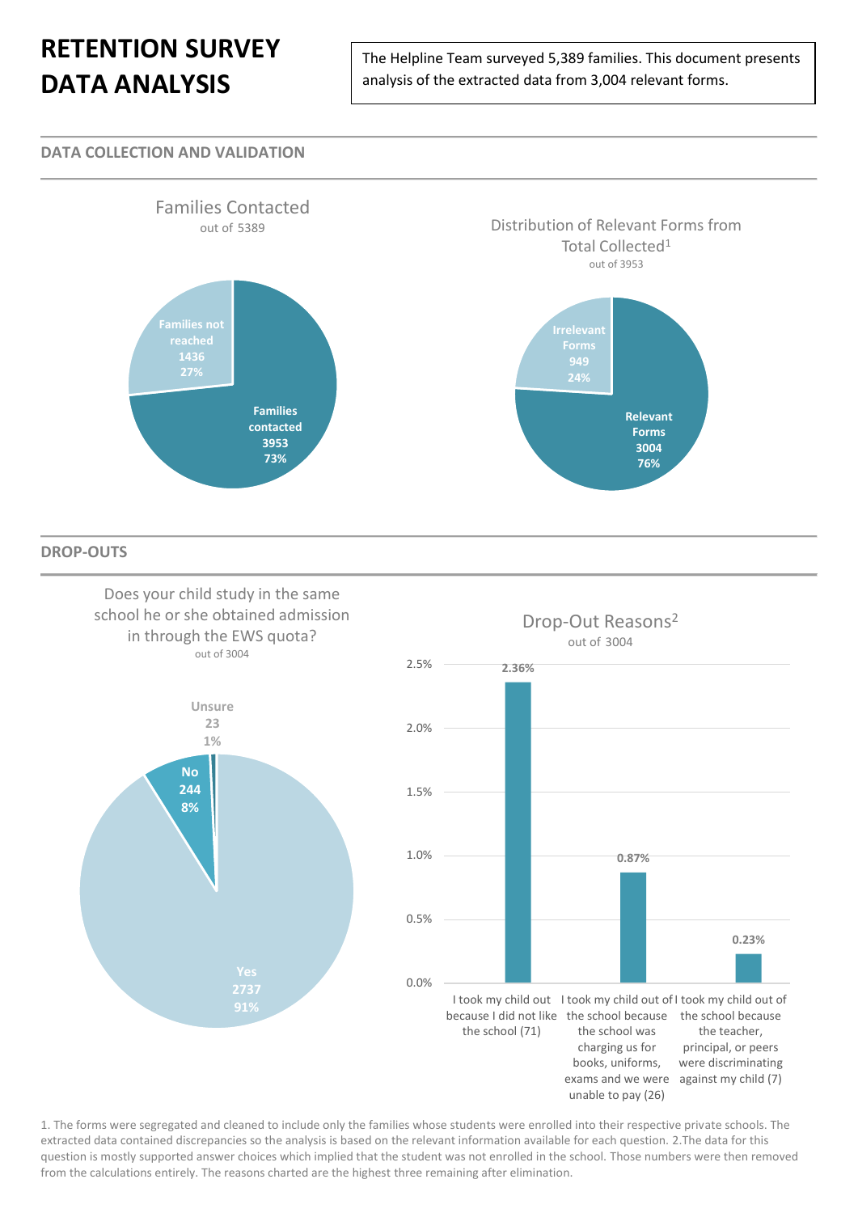# RETENTION SURVEY DATA ANALYSIS

The Helpline Team surveyed 5,389 families. This document presents analysis of the extracted data from 3,004 relevant forms.

## DATA COLLECTION AND VALIDATION

**Families Contacted**
out of 5389

| Category | Count | Percentage |
|---|---|---|
| Families contacted | 3953 | 73% |
| Families not reached | 1436 | 27% |

**Distribution of Relevant Forms from Total Collected[1]**
out of 3953

| Category | Count | Percentage |
|---|---|---|
| Relevant Forms | 3004 | 76% |
| Irrelevant Forms | 949 | 24% |

## DROP-OUTS

**Does your child study in the same school he or she obtained admission in through the EWS quota?**
out of 3004

| Response | Count | Percentage |
|---|---|---|
| Yes | 2737 | 91% |
| No | 244 | 8% |
| Unsure | 23 | 1% |

**Drop-Out Reasons[2]**
out of 3004

| Reason | Percentage |
|---|---|
| I took my child out because I did not like the school (71) | 2.36% |
| I took my child out of the school because the school was charging us for books, uniforms, exams and we were unable to pay (26) | 0.87% |
| I took my child out of the school because the teacher, principal, or peers were discriminating against my child (7) | 0.23% |

1. The forms were segregated and cleaned to include only the families whose students were enrolled into their respective private schools. The extracted data contained discrepancies so the analysis is based on the relevant information available for each question. 2.The data for this question is mostly supported answer choices which implied that the student was not enrolled in the school. Those numbers were then removed from the calculations entirely. The reasons charted are the highest three remaining after elimination.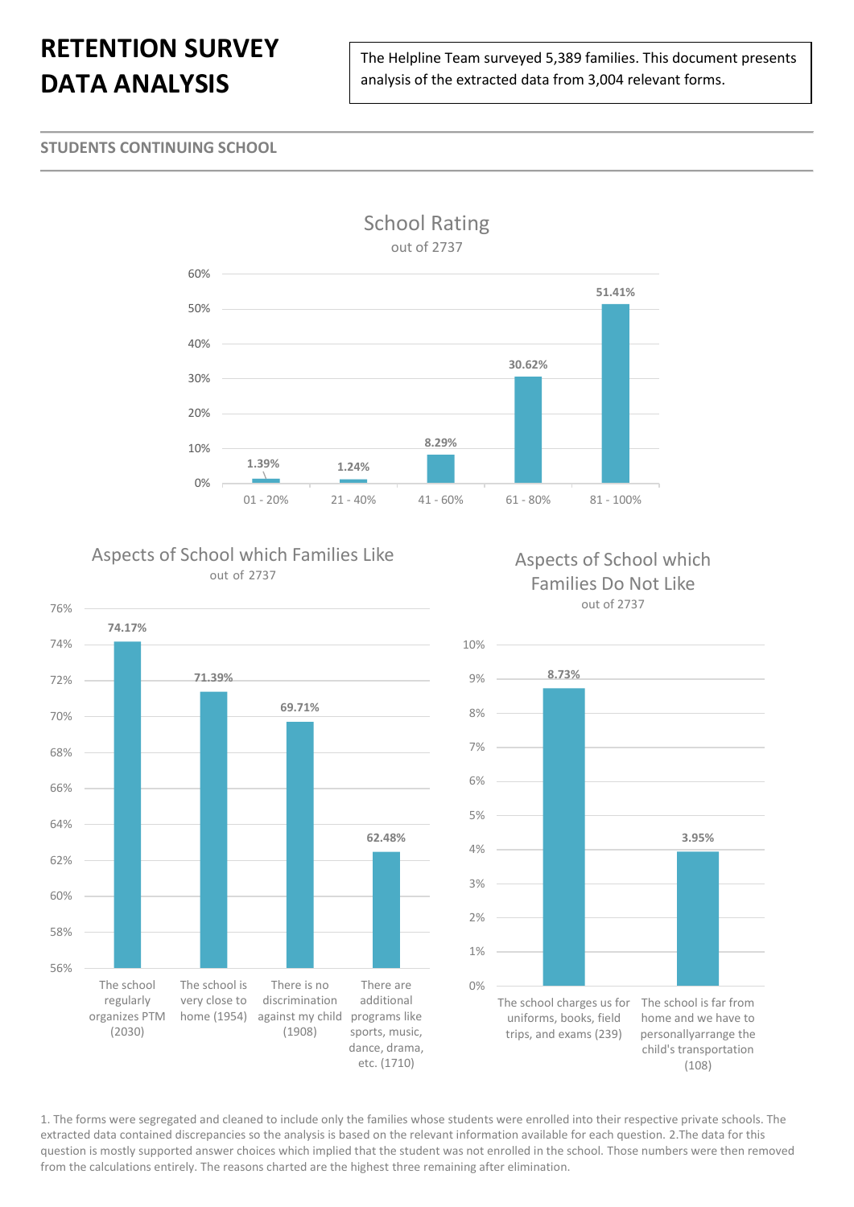# RETENTION SURVEY DATA ANALYSIS

The Helpline Team surveyed 5,389 families. This document presents analysis of the extracted data from 3,004 relevant forms.

## STUDENTS CONTINUING SCHOOL

### School Rating

out of 2737

| Rating | Percentage |
|---|---|
| 01 - 20% | 1.39% |
| 21 - 40% | 1.24% |
| 41 - 60% | 8.29% |
| 61 - 80% | 30.62% |
| 81 - 100% | 51.41% |

### Aspects of School which Families Like

out of 2737

| Aspect | Percentage |
|---|---|
| The school regularly organizes PTM (2030) | 74.17% |
| The school is very close to home (1954) | 71.39% |
| There is no discrimination against my child (1908) | 69.71% |
| There are additional programs like sports, music, dance, drama, etc. (1710) | 62.48% |

### Aspects of School which Families Do Not Like

out of 2737

| Aspect | Percentage |
|---|---|
| The school charges us for uniforms, books, field trips, and exams (239) | 8.73% |
| The school is far from home and we have to personallyarrange the child's transportation (108) | 3.95% |

1. The forms were segregated and cleaned to include only the families whose students were enrolled into their respective private schools. The extracted data contained discrepancies so the analysis is based on the relevant information available for each question. 2.The data for this question is mostly supported answer choices which implied that the student was not enrolled in the school. Those numbers were then removed from the calculations entirely. The reasons charted are the highest three remaining after elimination.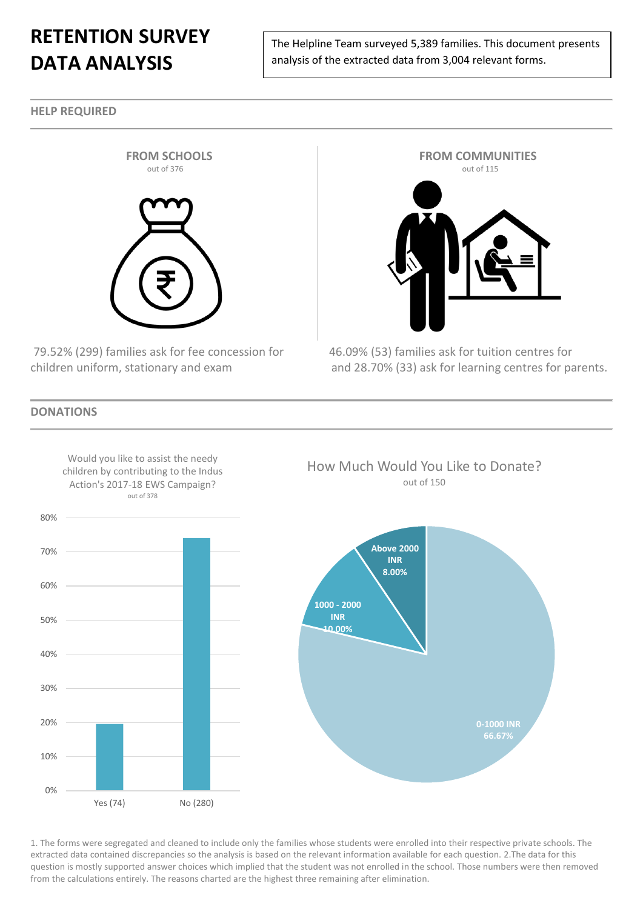# RETENTION SURVEY DATA ANALYSIS

The Helpline Team surveyed 5,389 families. This document presents analysis of the extracted data from 3,004 relevant forms.

## HELP REQUIRED

### FROM SCHOOLS

out of 376

79.52% (299) families ask for fee concession for children uniform, stationary and exam

### FROM COMMUNITIES

out of 115

46.09% (53) families ask for tuition centres for and 28.70% (33) ask for learning centres for parents.

## DONATIONS

Would you like to assist the needy children by contributing to the Indus Action's 2017-18 EWS Campaign?

out of 378

| Response | Percentage (approx.) |
|---|---|
| Yes (74) | ~20% |
| No (280) | ~74% |

How Much Would You Like to Donate?

out of 150

| Amount | Percentage |
|---|---|
| 0-1000 INR | 66.67% |
| 1000 - 2000 INR | 10.00% |
| Above 2000 INR | 8.00% |

1. The forms were segregated and cleaned to include only the families whose students were enrolled into their respective private schools. The extracted data contained discrepancies so the analysis is based on the relevant information available for each question. 2.The data for this question is mostly supported answer choices which implied that the student was not enrolled in the school. Those numbers were then removed from the calculations entirely. The reasons charted are the highest three remaining after elimination.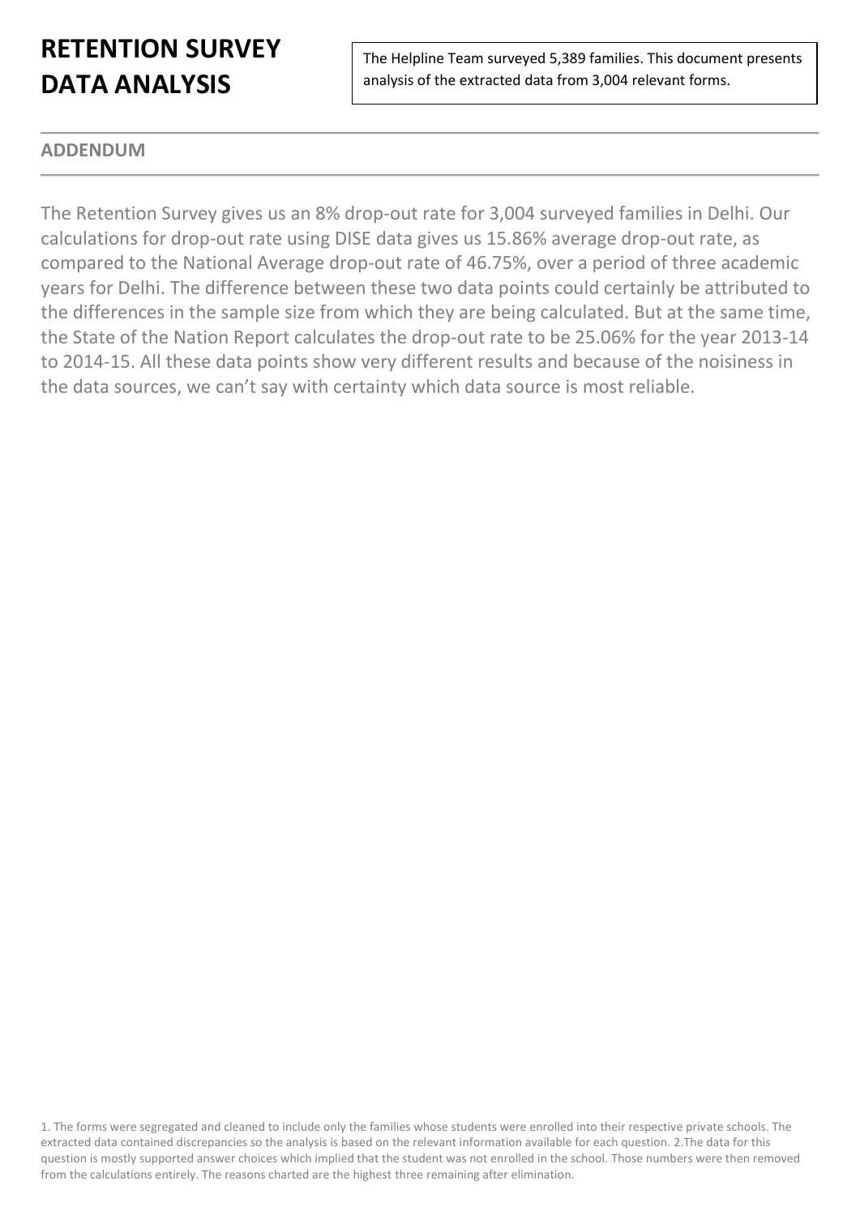# RETENTION SURVEY DATA ANALYSIS

The Helpline Team surveyed 5,389 families. This document presents analysis of the extracted data from 3,004 relevant forms.

## ADDENDUM

The Retention Survey gives us an 8% drop-out rate for 3,004 surveyed families in Delhi. Our calculations for drop-out rate using DISE data gives us 15.86% average drop-out rate, as compared to the National Average drop-out rate of 46.75%, over a period of three academic years for Delhi. The difference between these two data points could certainly be attributed to the differences in the sample size from which they are being calculated. But at the same time, the State of the Nation Report calculates the drop-out rate to be 25.06% for the year 2013-14 to 2014-15. All these data points show very different results and because of the noisiness in the data sources, we can't say with certainty which data source is most reliable.

1. The forms were segregated and cleaned to include only the families whose students were enrolled into their respective private schools. The extracted data contained discrepancies so the analysis is based on the relevant information available for each question. 2.The data for this question is mostly supported answer choices which implied that the student was not enrolled in the school. Those numbers were then removed from the calculations entirely. The reasons charted are the highest three remaining after elimination.